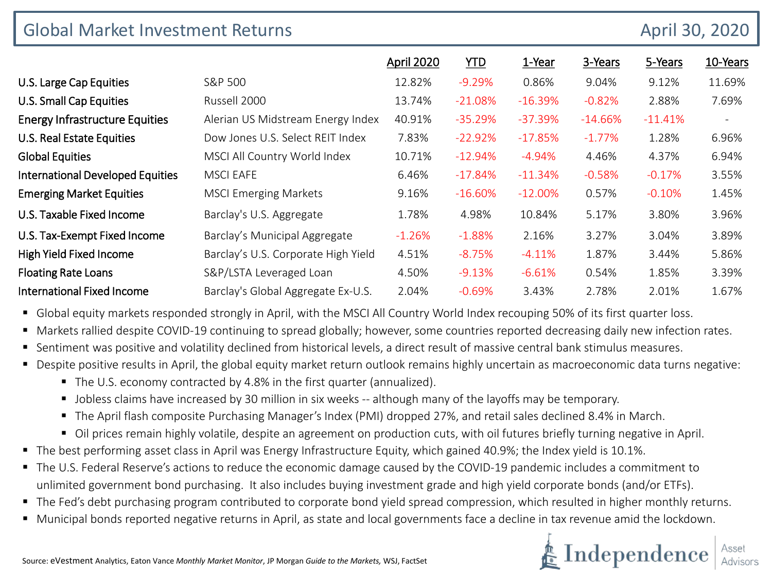# Global Market Investment Returns

April 30, 2020

| | | April 2020 | YTD | 1-Year | 3-Years | 5-Years | 10-Years |
|---|---|---|---|---|---|---|---|
| **U.S. Large Cap Equities** | S&P 500 | 12.82% | -9.29% | 0.86% | 9.04% | 9.12% | 11.69% |
| **U.S. Small Cap Equities** | Russell 2000 | 13.74% | -21.08% | -16.39% | -0.82% | 2.88% | 7.69% |
| **Energy Infrastructure Equities** | Alerian US Midstream Energy Index | 40.91% | -35.29% | -37.39% | -14.66% | -11.41% | - |
| **U.S. Real Estate Equities** | Dow Jones U.S. Select REIT Index | 7.83% | -22.92% | -17.85% | -1.77% | 1.28% | 6.96% |
| **Global Equities** | MSCI All Country World Index | 10.71% | -12.94% | -4.94% | 4.46% | 4.37% | 6.94% |
| **International Developed Equities** | MSCI EAFE | 6.46% | -17.84% | -11.34% | -0.58% | -0.17% | 3.55% |
| **Emerging Market Equities** | MSCI Emerging Markets | 9.16% | -16.60% | -12.00% | 0.57% | -0.10% | 1.45% |
| **U.S. Taxable Fixed Income** | Barclay's U.S. Aggregate | 1.78% | 4.98% | 10.84% | 5.17% | 3.80% | 3.96% |
| **U.S. Tax-Exempt Fixed Income** | Barclay's Municipal Aggregate | -1.26% | -1.88% | 2.16% | 3.27% | 3.04% | 3.89% |
| **High Yield Fixed Income** | Barclay's U.S. Corporate High Yield | 4.51% | -8.75% | -4.11% | 1.87% | 3.44% | 5.86% |
| **Floating Rate Loans** | S&P/LSTA Leveraged Loan | 4.50% | -9.13% | -6.61% | 0.54% | 1.85% | 3.39% |
| **International Fixed Income** | Barclay's Global Aggregate Ex-U.S. | 2.04% | -0.69% | 3.43% | 2.78% | 2.01% | 1.67% |

- Global equity markets responded strongly in April, with the MSCI All Country World Index recouping 50% of its first quarter loss.
- Markets rallied despite COVID-19 continuing to spread globally; however, some countries reported decreasing daily new infection rates.
- Sentiment was positive and volatility declined from historical levels, a direct result of massive central bank stimulus measures.
- Despite positive results in April, the global equity market return outlook remains highly uncertain as macroeconomic data turns negative:
  - The U.S. economy contracted by 4.8% in the first quarter (annualized).
  - Jobless claims have increased by 30 million in six weeks -- although many of the layoffs may be temporary.
  - The April flash composite Purchasing Manager's Index (PMI) dropped 27%, and retail sales declined 8.4% in March.
  - Oil prices remain highly volatile, despite an agreement on production cuts, with oil futures briefly turning negative in April.
- The best performing asset class in April was Energy Infrastructure Equity, which gained 40.9%; the Index yield is 10.1%.
- The U.S. Federal Reserve's actions to reduce the economic damage caused by the COVID-19 pandemic includes a commitment to unlimited government bond purchasing. It also includes buying investment grade and high yield corporate bonds (and/or ETFs).
- The Fed's debt purchasing program contributed to corporate bond yield spread compression, which resulted in higher monthly returns.
- Municipal bonds reported negative returns in April, as state and local governments face a decline in tax revenue amid the lockdown.

Source: eVestment Analytics, Eaton Vance *Monthly Market Monitor*, JP Morgan *Guide to the Markets,* WSJ, FactSet

Independence Asset Advisors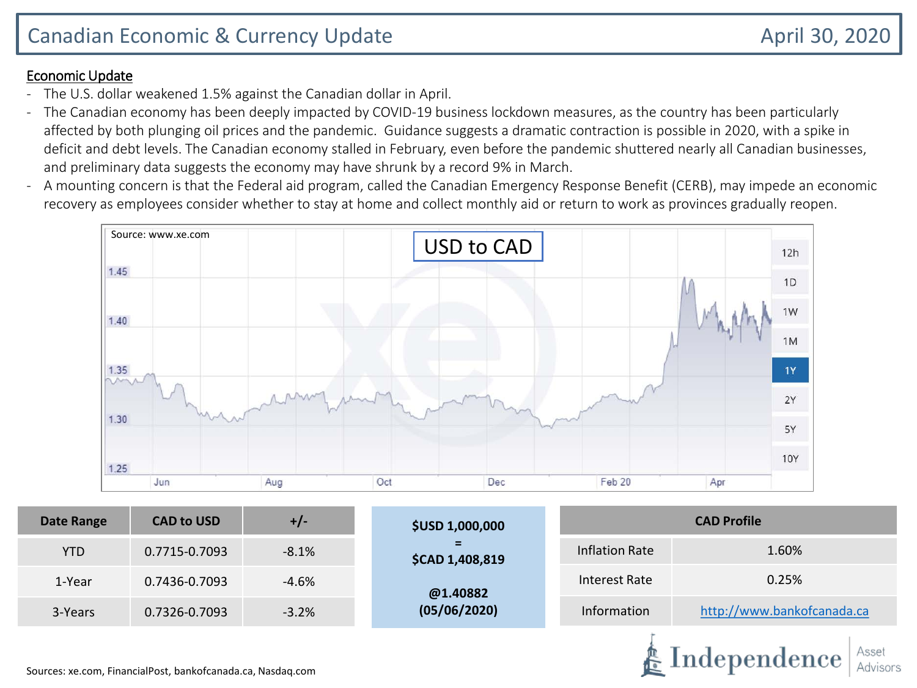# Canadian Economic & Currency Update

April 30, 2020

## Economic Update

- The U.S. dollar weakened 1.5% against the Canadian dollar in April.
- The Canadian economy has been deeply impacted by COVID-19 business lockdown measures, as the country has been particularly affected by both plunging oil prices and the pandemic. Guidance suggests a dramatic contraction is possible in 2020, with a spike in deficit and debt levels. The Canadian economy stalled in February, even before the pandemic shuttered nearly all Canadian businesses, and preliminary data suggests the economy may have shrunk by a record 9% in March.
- A mounting concern is that the Federal aid program, called the Canadian Emergency Response Benefit (CERB), may impede an economic recovery as employees consider whether to stay at home and collect monthly aid or return to work as provinces gradually reopen.

USD to CAD

Source: www.xe.com

| Date Range | CAD to USD | +/- |
|---|---|---|
| YTD | 0.7715-0.7093 | -8.1% |
| 1-Year | 0.7436-0.7093 | -4.6% |
| 3-Years | 0.7326-0.7093 | -3.2% |

**$USD 1,000,000**
**=**
**$CAD 1,408,819**

**@1.40882**
**(05/06/2020)**

| CAD Profile | |
|---|---|
| Inflation Rate | 1.60% |
| Interest Rate | 0.25% |
| Information | http://www.bankofcanada.ca |

Sources: xe.com, FinancialPost, bankofcanada.ca, Nasdaq.com

Independence Asset Advisors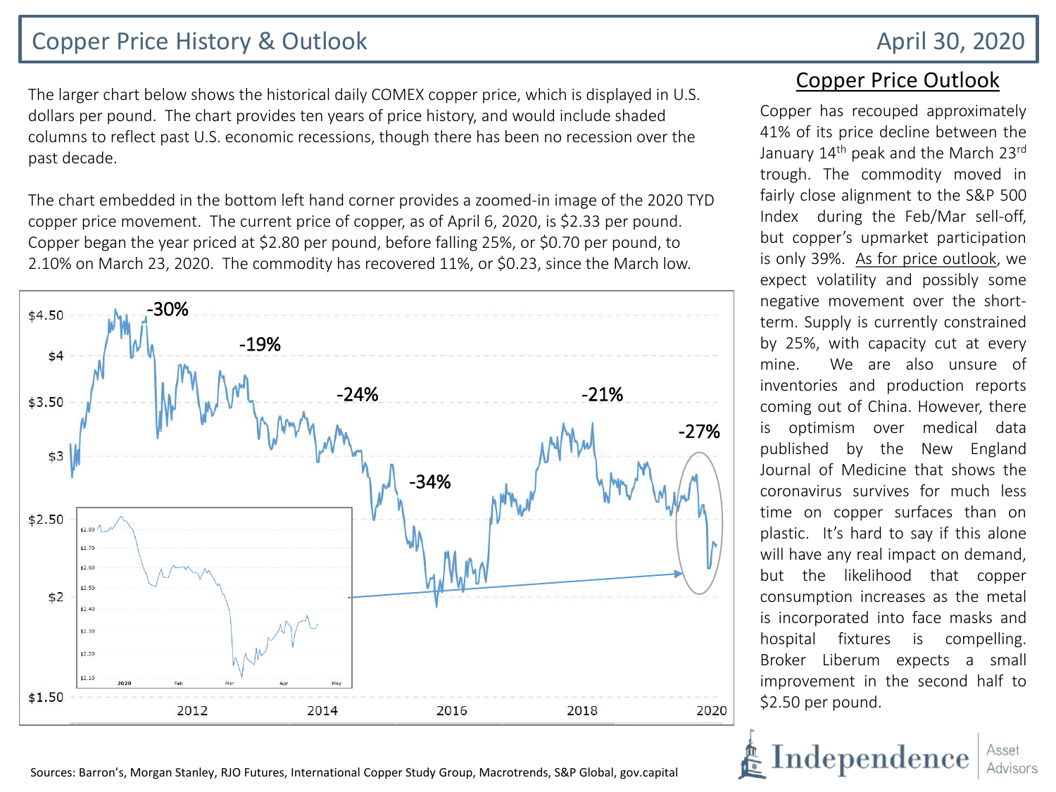# Copper Price History & Outlook

April 30, 2020

The larger chart below shows the historical daily COMEX copper price, which is displayed in U.S. dollars per pound. The chart provides ten years of price history, and would include shaded columns to reflect past U.S. economic recessions, though there has been no recession over the past decade.

The chart embedded in the bottom left hand corner provides a zoomed-in image of the 2020 TYD copper price movement. The current price of copper, as of April 6, 2020, is $2.33 per pound. Copper began the year priced at $2.80 per pound, before falling 25%, or $0.70 per pound, to 2.10% on March 23, 2020. The commodity has recovered 11%, or $0.23, since the March low.

## Copper Price Outlook

Copper has recouped approximately 41% of its price decline between the January 14th peak and the March 23rd trough. The commodity moved in fairly close alignment to the S&P 500 Index during the Feb/Mar sell-off, but copper's upmarket participation is only 39%. As for price outlook, we expect volatility and possibly some negative movement over the short-term. Supply is currently constrained by 25%, with capacity cut at every mine. We are also unsure of inventories and production reports coming out of China. However, there is optimism over medical data published by the New England Journal of Medicine that shows the coronavirus survives for much less time on copper surfaces than on plastic. It's hard to say if this alone will have any real impact on demand, but the likelihood that copper consumption increases as the metal is incorporated into face masks and hospital fixtures is compelling. Broker Liberum expects a small improvement in the second half to $2.50 per pound.

Sources: Barron's, Morgan Stanley, RJO Futures, International Copper Study Group, Macrotrends, S&P Global, gov.capital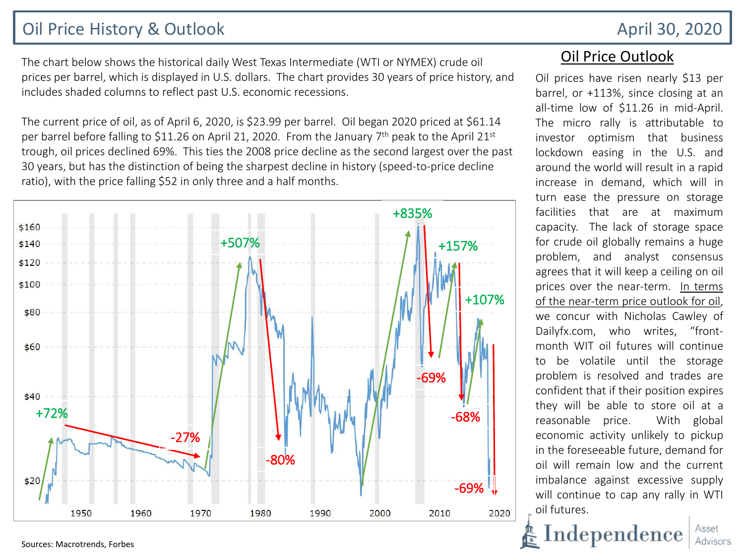# Oil Price History & Outlook

April 30, 2020

The chart below shows the historical daily West Texas Intermediate (WTI or NYMEX) crude oil prices per barrel, which is displayed in U.S. dollars. The chart provides 30 years of price history, and includes shaded columns to reflect past U.S. economic recessions.

The current price of oil, as of April 6, 2020, is $23.99 per barrel. Oil began 2020 priced at $61.14 per barrel before falling to $11.26 on April 21, 2020. From the January 7th peak to the April 21st trough, oil prices declined 69%. This ties the 2008 price decline as the second largest over the past 30 years, but has the distinction of being the sharpest decline in history (speed-to-price decline ratio), with the price falling $52 in only three and a half months.

$160
$140
$120
$100
$80
$60
$40
$20

1950
1960
1970
1980
1990
2000
2010
2020

+72%
-27%
+507%
-80%
+835%
-69%
+157%
-68%
+107%
-69%

## Oil Price Outlook

Oil prices have risen nearly $13 per barrel, or +113%, since closing at an all-time low of $11.26 in mid-April. The micro rally is attributable to investor optimism that business lockdown easing in the U.S. and around the world will result in a rapid increase in demand, which will in turn ease the pressure on storage facilities that are at maximum capacity. The lack of storage space for crude oil globally remains a huge problem, and analyst consensus agrees that it will keep a ceiling on oil prices over the near-term. In terms of the near-term price outlook for oil, we concur with Nicholas Cawley of Dailyfx.com, who writes, "front-month WIT oil futures will continue to be volatile until the storage problem is resolved and trades are confident that if their position expires they will be able to store oil at a reasonable price. With global economic activity unlikely to pickup in the foreseeable future, demand for oil will remain low and the current imbalance against excessive supply will continue to cap any rally in WTI oil futures.

Sources: Macrotrends, Forbes

Independence Asset Advisors